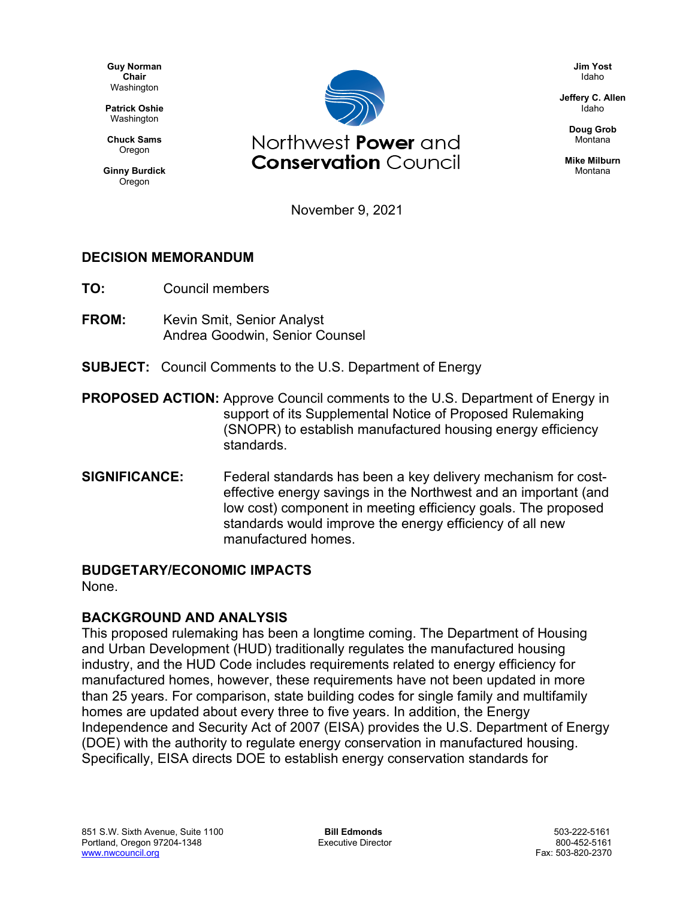Guy Norman
Chair
Washington

Patrick Oshie
Washington

Chuck Sams
Oregon

Ginny Burdick
Oregon

Northwest **Power** and
**Conservation** Council

Jim Yost
Idaho

Jeffery C. Allen
Idaho

Doug Grob
Montana

Mike Milburn
Montana

November 9, 2021

## DECISION MEMORANDUM

**TO:** Council members

**FROM:** Kevin Smit, Senior Analyst
Andrea Goodwin, Senior Counsel

**SUBJECT:** Council Comments to the U.S. Department of Energy

**PROPOSED ACTION:** Approve Council comments to the U.S. Department of Energy in support of its Supplemental Notice of Proposed Rulemaking (SNOPR) to establish manufactured housing energy efficiency standards.

**SIGNIFICANCE:** Federal standards has been a key delivery mechanism for cost-effective energy savings in the Northwest and an important (and low cost) component in meeting efficiency goals. The proposed standards would improve the energy efficiency of all new manufactured homes.

### BUDGETARY/ECONOMIC IMPACTS

None.

### BACKGROUND AND ANALYSIS

This proposed rulemaking has been a longtime coming. The Department of Housing and Urban Development (HUD) traditionally regulates the manufactured housing industry, and the HUD Code includes requirements related to energy efficiency for manufactured homes, however, these requirements have not been updated in more than 25 years. For comparison, state building codes for single family and multifamily homes are updated about every three to five years. In addition, the Energy Independence and Security Act of 2007 (EISA) provides the U.S. Department of Energy (DOE) with the authority to regulate energy conservation in manufactured housing. Specifically, EISA directs DOE to establish energy conservation standards for

851 S.W. Sixth Avenue, Suite 1100
Portland, Oregon 97204-1348
www.nwcouncil.org

Bill Edmonds
Executive Director

503-222-5161
800-452-5161
Fax: 503-820-2370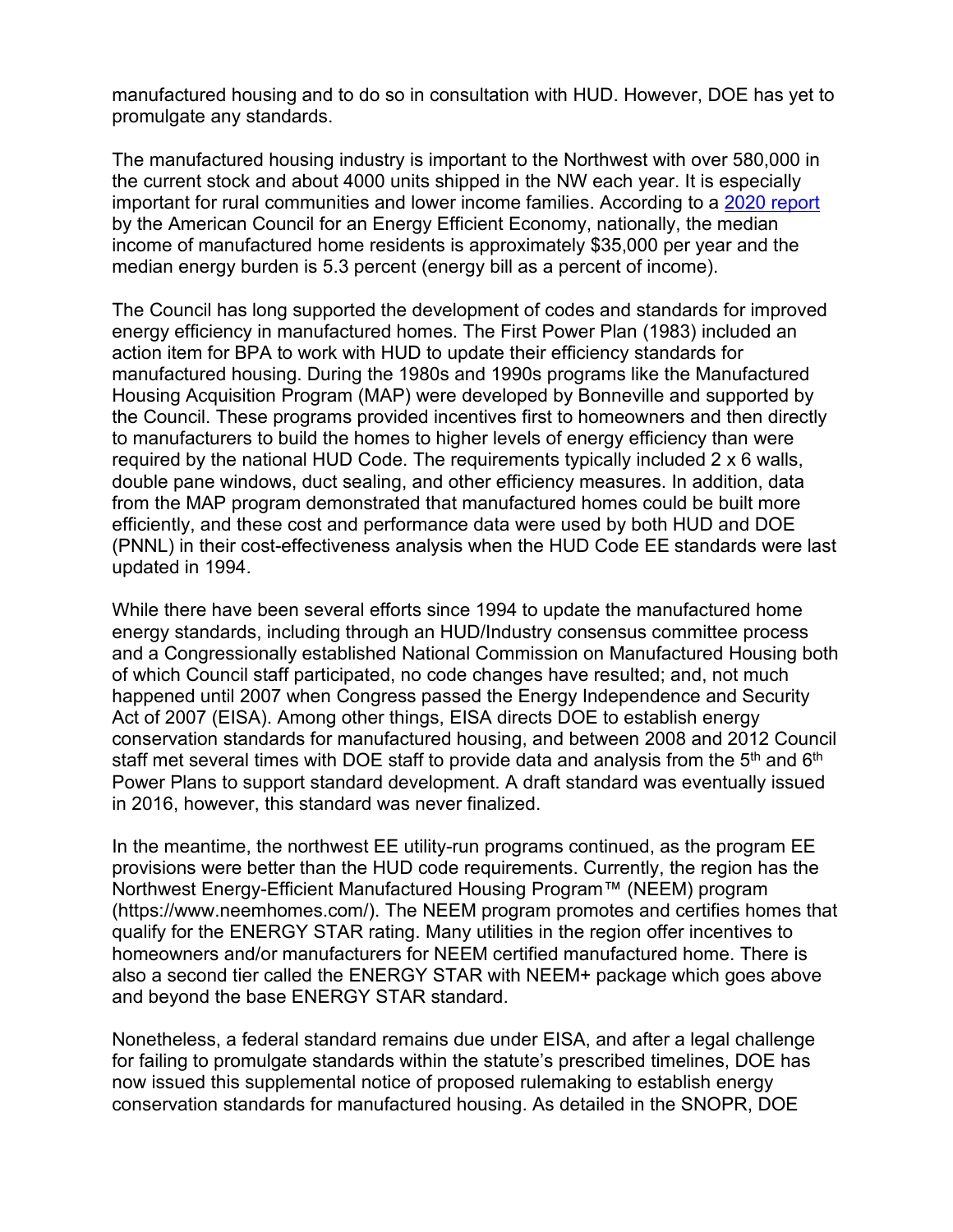manufactured housing and to do so in consultation with HUD. However, DOE has yet to promulgate any standards.

The manufactured housing industry is important to the Northwest with over 580,000 in the current stock and about 4000 units shipped in the NW each year. It is especially important for rural communities and lower income families. According to a [2020 report](#) by the American Council for an Energy Efficient Economy, nationally, the median income of manufactured home residents is approximately $35,000 per year and the median energy burden is 5.3 percent (energy bill as a percent of income).

The Council has long supported the development of codes and standards for improved energy efficiency in manufactured homes. The First Power Plan (1983) included an action item for BPA to work with HUD to update their efficiency standards for manufactured housing. During the 1980s and 1990s programs like the Manufactured Housing Acquisition Program (MAP) were developed by Bonneville and supported by the Council. These programs provided incentives first to homeowners and then directly to manufacturers to build the homes to higher levels of energy efficiency than were required by the national HUD Code. The requirements typically included 2 x 6 walls, double pane windows, duct sealing, and other efficiency measures. In addition, data from the MAP program demonstrated that manufactured homes could be built more efficiently, and these cost and performance data were used by both HUD and DOE (PNNL) in their cost-effectiveness analysis when the HUD Code EE standards were last updated in 1994.

While there have been several efforts since 1994 to update the manufactured home energy standards, including through an HUD/Industry consensus committee process and a Congressionally established National Commission on Manufactured Housing both of which Council staff participated, no code changes have resulted; and, not much happened until 2007 when Congress passed the Energy Independence and Security Act of 2007 (EISA). Among other things, EISA directs DOE to establish energy conservation standards for manufactured housing, and between 2008 and 2012 Council staff met several times with DOE staff to provide data and analysis from the 5th and 6th Power Plans to support standard development. A draft standard was eventually issued in 2016, however, this standard was never finalized.

In the meantime, the northwest EE utility-run programs continued, as the program EE provisions were better than the HUD code requirements. Currently, the region has the Northwest Energy-Efficient Manufactured Housing Program™ (NEEM) program (https://www.neemhomes.com/). The NEEM program promotes and certifies homes that qualify for the ENERGY STAR rating. Many utilities in the region offer incentives to homeowners and/or manufacturers for NEEM certified manufactured home. There is also a second tier called the ENERGY STAR with NEEM+ package which goes above and beyond the base ENERGY STAR standard.

Nonetheless, a federal standard remains due under EISA, and after a legal challenge for failing to promulgate standards within the statute's prescribed timelines, DOE has now issued this supplemental notice of proposed rulemaking to establish energy conservation standards for manufactured housing. As detailed in the SNOPR, DOE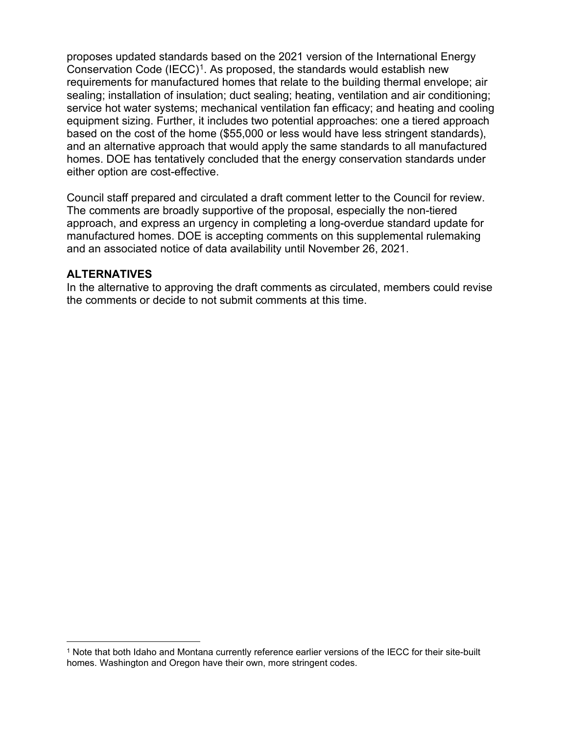proposes updated standards based on the 2021 version of the International Energy Conservation Code (IECC)[1]. As proposed, the standards would establish new requirements for manufactured homes that relate to the building thermal envelope; air sealing; installation of insulation; duct sealing; heating, ventilation and air conditioning; service hot water systems; mechanical ventilation fan efficacy; and heating and cooling equipment sizing. Further, it includes two potential approaches: one a tiered approach based on the cost of the home ($55,000 or less would have less stringent standards), and an alternative approach that would apply the same standards to all manufactured homes. DOE has tentatively concluded that the energy conservation standards under either option are cost-effective.

Council staff prepared and circulated a draft comment letter to the Council for review. The comments are broadly supportive of the proposal, especially the non-tiered approach, and express an urgency in completing a long-overdue standard update for manufactured homes. DOE is accepting comments on this supplemental rulemaking and an associated notice of data availability until November 26, 2021.

**ALTERNATIVES**

In the alternative to approving the draft comments as circulated, members could revise the comments or decide to not submit comments at this time.

[1] Note that both Idaho and Montana currently reference earlier versions of the IECC for their site-built homes. Washington and Oregon have their own, more stringent codes.